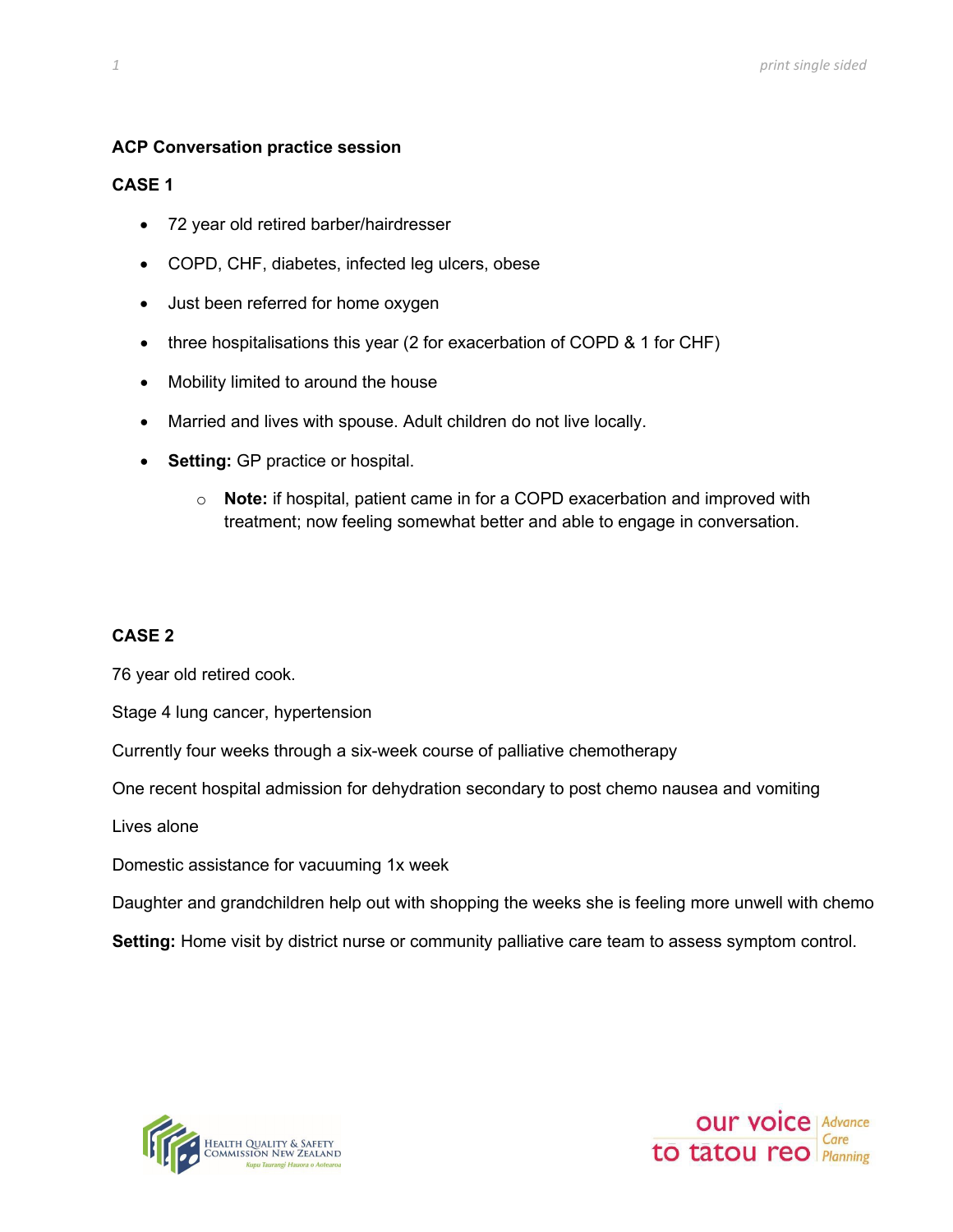**ACP Conversation practice session**

**CASE 1**

- 72 year old retired barber/hairdresser
- COPD, CHF, diabetes, infected leg ulcers, obese
- Just been referred for home oxygen
- three hospitalisations this year (2 for exacerbation of COPD & 1 for CHF)
- Mobility limited to around the house
- Married and lives with spouse. Adult children do not live locally.
- **Setting:** GP practice or hospital.
    - **Note:** if hospital, patient came in for a COPD exacerbation and improved with treatment; now feeling somewhat better and able to engage in conversation.

**CASE 2**

76 year old retired cook.

Stage 4 lung cancer, hypertension

Currently four weeks through a six-week course of palliative chemotherapy

One recent hospital admission for dehydration secondary to post chemo nausea and vomiting

Lives alone

Domestic assistance for vacuuming 1x week

Daughter and grandchildren help out with shopping the weeks she is feeling more unwell with chemo

**Setting:** Home visit by district nurse or community palliative care team to assess symptom control.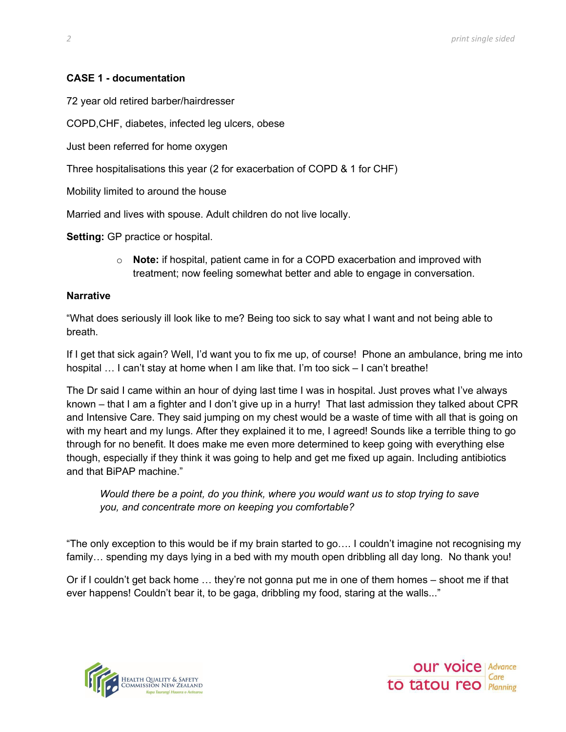**CASE 1 - documentation**

72 year old retired barber/hairdresser

COPD,CHF, diabetes, infected leg ulcers, obese

Just been referred for home oxygen

Three hospitalisations this year (2 for exacerbation of COPD & 1 for CHF)

Mobility limited to around the house

Married and lives with spouse. Adult children do not live locally.

**Setting:** GP practice or hospital.

- **Note:** if hospital, patient came in for a COPD exacerbation and improved with treatment; now feeling somewhat better and able to engage in conversation.

**Narrative**

"What does seriously ill look like to me? Being too sick to say what I want and not being able to breath.

If I get that sick again? Well, I'd want you to fix me up, of course! Phone an ambulance, bring me into hospital … I can't stay at home when I am like that. I'm too sick – I can't breathe!

The Dr said I came within an hour of dying last time I was in hospital. Just proves what I've always known – that I am a fighter and I don't give up in a hurry! That last admission they talked about CPR and Intensive Care. They said jumping on my chest would be a waste of time with all that is going on with my heart and my lungs. After they explained it to me, I agreed! Sounds like a terrible thing to go through for no benefit. It does make me even more determined to keep going with everything else though, especially if they think it was going to help and get me fixed up again. Including antibiotics and that BiPAP machine."

> *Would there be a point, do you think, where you would want us to stop trying to save you, and concentrate more on keeping you comfortable?*

"The only exception to this would be if my brain started to go…. I couldn't imagine not recognising my family… spending my days lying in a bed with my mouth open dribbling all day long. No thank you!

Or if I couldn't get back home … they're not gonna put me in one of them homes – shoot me if that ever happens! Couldn't bear it, to be gaga, dribbling my food, staring at the walls..."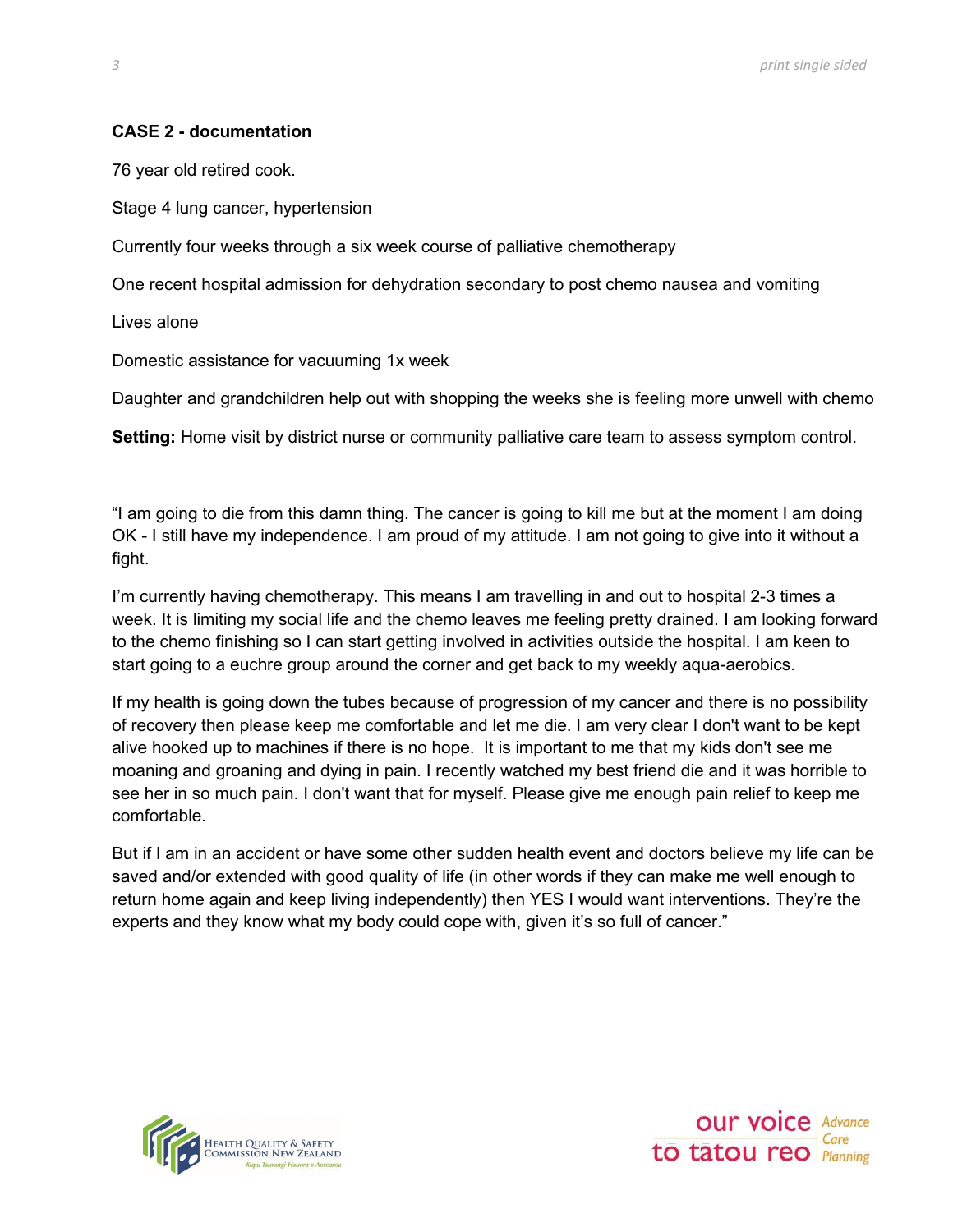**CASE 2 - documentation**

76 year old retired cook.

Stage 4 lung cancer, hypertension

Currently four weeks through a six week course of palliative chemotherapy

One recent hospital admission for dehydration secondary to post chemo nausea and vomiting

Lives alone

Domestic assistance for vacuuming 1x week

Daughter and grandchildren help out with shopping the weeks she is feeling more unwell with chemo

**Setting:** Home visit by district nurse or community palliative care team to assess symptom control.

"I am going to die from this damn thing. The cancer is going to kill me but at the moment I am doing OK - I still have my independence. I am proud of my attitude. I am not going to give into it without a fight.

I'm currently having chemotherapy. This means I am travelling in and out to hospital 2-3 times a week. It is limiting my social life and the chemo leaves me feeling pretty drained. I am looking forward to the chemo finishing so I can start getting involved in activities outside the hospital. I am keen to start going to a euchre group around the corner and get back to my weekly aqua-aerobics.

If my health is going down the tubes because of progression of my cancer and there is no possibility of recovery then please keep me comfortable and let me die. I am very clear I don't want to be kept alive hooked up to machines if there is no hope. It is important to me that my kids don't see me moaning and groaning and dying in pain. I recently watched my best friend die and it was horrible to see her in so much pain. I don't want that for myself. Please give me enough pain relief to keep me comfortable.

But if I am in an accident or have some other sudden health event and doctors believe my life can be saved and/or extended with good quality of life (in other words if they can make me well enough to return home again and keep living independently) then YES I would want interventions. They're the experts and they know what my body could cope with, given it's so full of cancer."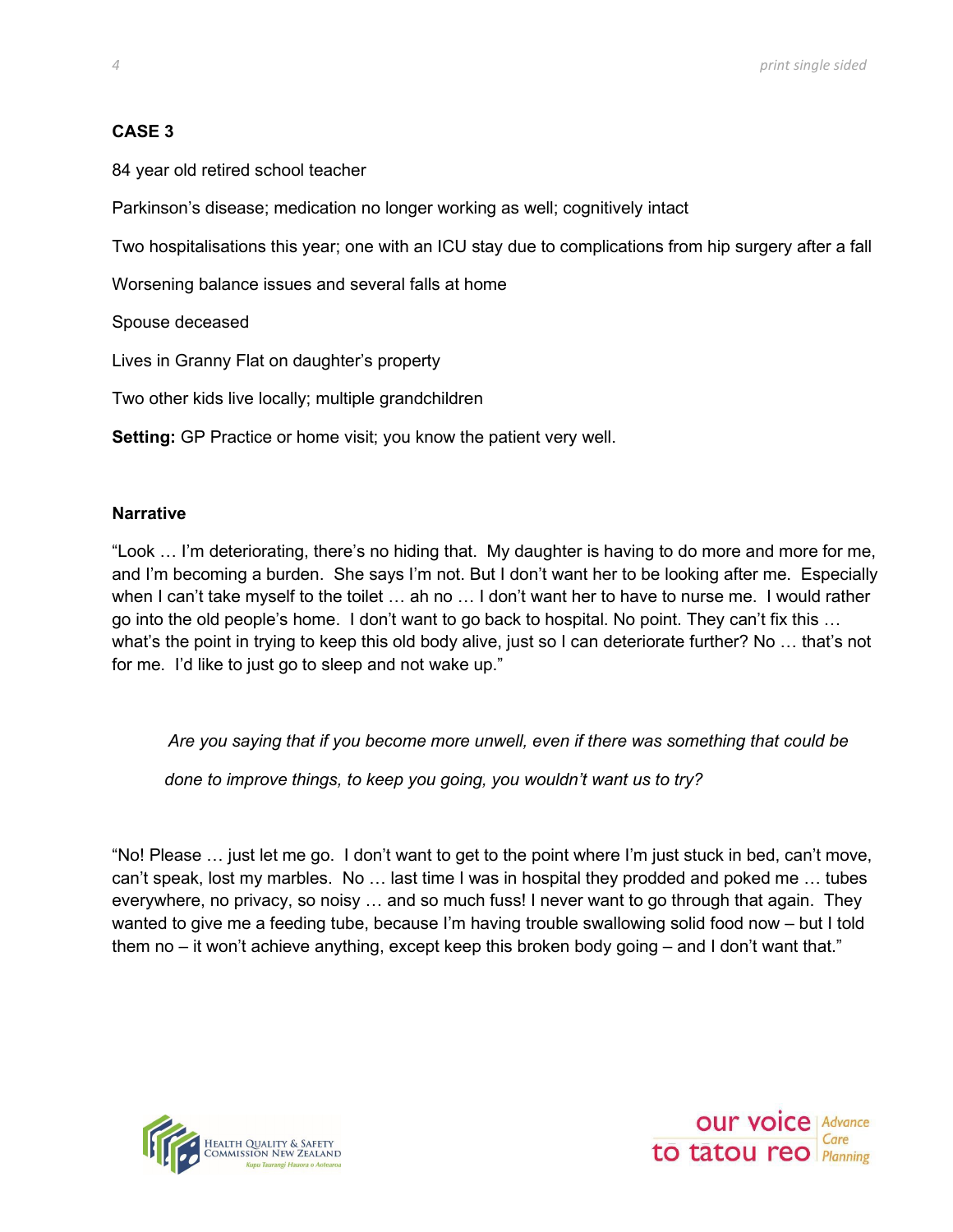**CASE 3**

84 year old retired school teacher

Parkinson's disease; medication no longer working as well; cognitively intact

Two hospitalisations this year; one with an ICU stay due to complications from hip surgery after a fall

Worsening balance issues and several falls at home

Spouse deceased

Lives in Granny Flat on daughter's property

Two other kids live locally; multiple grandchildren

**Setting:** GP Practice or home visit; you know the patient very well.

**Narrative**

"Look … I'm deteriorating, there's no hiding that. My daughter is having to do more and more for me, and I'm becoming a burden. She says I'm not. But I don't want her to be looking after me. Especially when I can't take myself to the toilet … ah no … I don't want her to have to nurse me. I would rather go into the old people's home. I don't want to go back to hospital. No point. They can't fix this … what's the point in trying to keep this old body alive, just so I can deteriorate further? No … that's not for me. I'd like to just go to sleep and not wake up."

> *Are you saying that if you become more unwell, even if there was something that could be done to improve things, to keep you going, you wouldn't want us to try?*

"No! Please … just let me go. I don't want to get to the point where I'm just stuck in bed, can't move, can't speak, lost my marbles. No … last time I was in hospital they prodded and poked me … tubes everywhere, no privacy, so noisy … and so much fuss! I never want to go through that again. They wanted to give me a feeding tube, because I'm having trouble swallowing solid food now – but I told them no – it won't achieve anything, except keep this broken body going – and I don't want that."